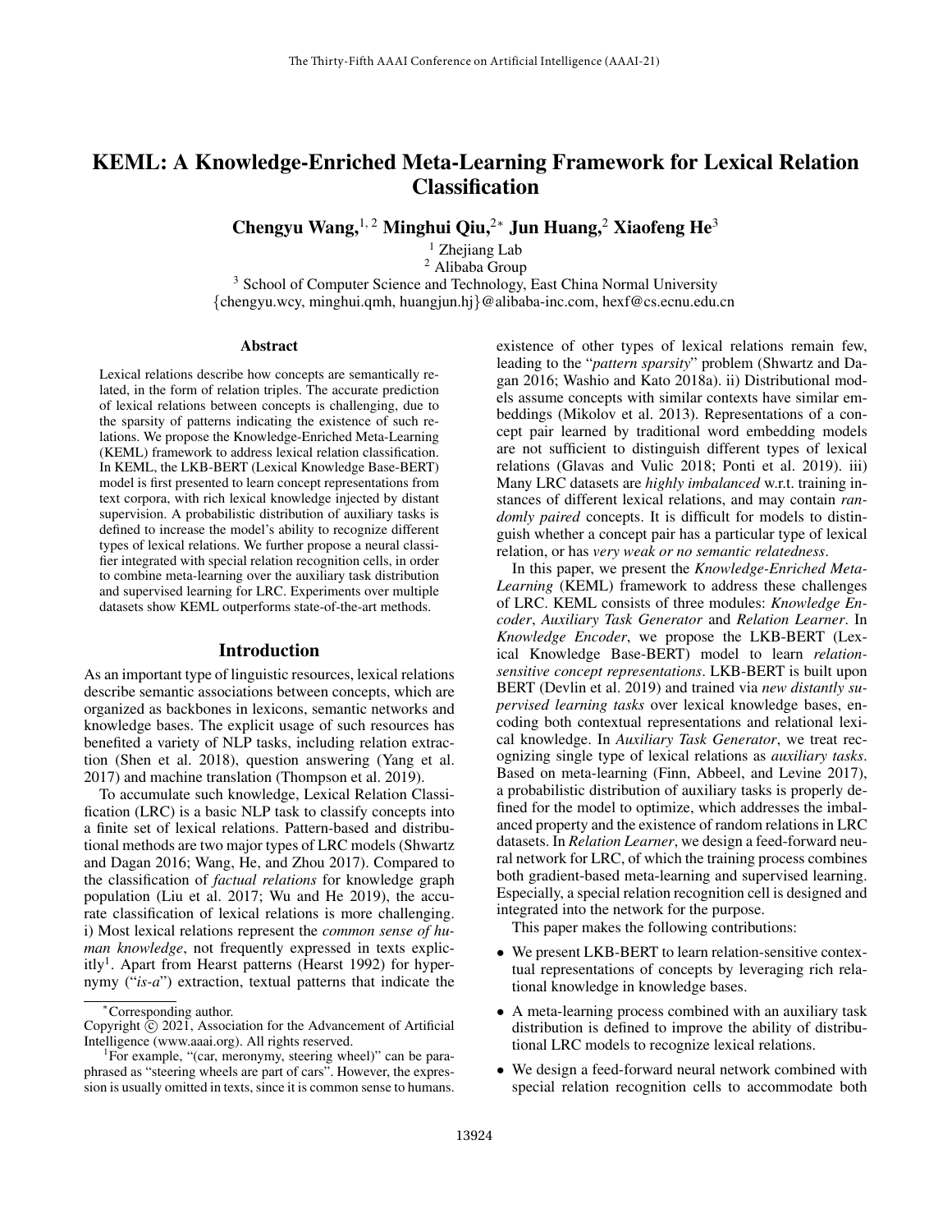# KEML: A Knowledge-Enriched Meta-Learning Framework for Lexical Relation Classification

**Chengyu Wang,[1,2] Minghui Qiu,[2*] Jun Huang,[2] Xiaofeng He[3]**

[1] Zhejiang Lab
[2] Alibaba Group
[3] School of Computer Science and Technology, East China Normal University
{chengyu.wcy, minghui.qmh, huangjun.hj}@alibaba-inc.com, hexf@cs.ecnu.edu.cn

## Abstract

Lexical relations describe how concepts are semantically related, in the form of relation triples. The accurate prediction of lexical relations between concepts is challenging, due to the sparsity of patterns indicating the existence of such relations. We propose the Knowledge-Enriched Meta-Learning (KEML) framework to address lexical relation classification. In KEML, the LKB-BERT (Lexical Knowledge Base-BERT) model is first presented to learn concept representations from text corpora, with rich lexical knowledge injected by distant supervision. A probabilistic distribution of auxiliary tasks is defined to increase the model's ability to recognize different types of lexical relations. We further propose a neural classifier integrated with special relation recognition cells, in order to combine meta-learning over the auxiliary task distribution and supervised learning for LRC. Experiments over multiple datasets show KEML outperforms state-of-the-art methods.

## Introduction

As an important type of linguistic resources, lexical relations describe semantic associations between concepts, which are organized as backbones in lexicons, semantic networks and knowledge bases. The explicit usage of such resources has benefited a variety of NLP tasks, including relation extraction (Shen et al. 2018), question answering (Yang et al. 2017) and machine translation (Thompson et al. 2019).

To accumulate such knowledge, Lexical Relation Classification (LRC) is a basic NLP task to classify concepts into a finite set of lexical relations. Pattern-based and distributional methods are two major types of LRC models (Shwartz and Dagan 2016; Wang, He, and Zhou 2017). Compared to the classification of *factual relations* for knowledge graph population (Liu et al. 2017; Wu and He 2019), the accurate classification of lexical relations is more challenging. i) Most lexical relations represent the *common sense of human knowledge*, not frequently expressed in texts explicitly[1]. Apart from Hearst patterns (Hearst 1992) for hypernymy ("*is-a*") extraction, textual patterns that indicate the existence of other types of lexical relations remain few, leading to the "*pattern sparsity*" problem (Shwartz and Dagan 2016; Washio and Kato 2018a). ii) Distributional models assume concepts with similar contexts have similar embeddings (Mikolov et al. 2013). Representations of a concept pair learned by traditional word embedding models are not sufficient to distinguish different types of lexical relations (Glavas and Vulic 2018; Ponti et al. 2019). iii) Many LRC datasets are *highly imbalanced* w.r.t. training instances of different lexical relations, and may contain *randomly paired* concepts. It is difficult for models to distinguish whether a concept pair has a particular type of lexical relation, or has *very weak or no semantic relatedness*.

In this paper, we present the *Knowledge-Enriched Meta-Learning* (KEML) framework to address these challenges of LRC. KEML consists of three modules: *Knowledge Encoder*, *Auxiliary Task Generator* and *Relation Learner*. In *Knowledge Encoder*, we propose the LKB-BERT (Lexical Knowledge Base-BERT) model to learn *relation-sensitive concept representations*. LKB-BERT is built upon BERT (Devlin et al. 2019) and trained via *new distantly supervised learning tasks* over lexical knowledge bases, encoding both contextual representations and relational lexical knowledge. In *Auxiliary Task Generator*, we treat recognizing single type of lexical relations as *auxiliary tasks*. Based on meta-learning (Finn, Abbeel, and Levine 2017), a probabilistic distribution of auxiliary tasks is properly defined for the model to optimize, which addresses the imbalanced property and the existence of random relations in LRC datasets. In *Relation Learner*, we design a feed-forward neural network for LRC, of which the training process combines both gradient-based meta-learning and supervised learning. Especially, a special relation recognition cell is designed and integrated into the network for the purpose.

This paper makes the following contributions:

- We present LKB-BERT to learn relation-sensitive contextual representations of concepts by leveraging rich relational knowledge in knowledge bases.
- A meta-learning process combined with an auxiliary task distribution is defined to improve the ability of distributional LRC models to recognize lexical relations.
- We design a feed-forward neural network combined with special relation recognition cells to accommodate both

---

*Corresponding author.

Copyright © 2021, Association for the Advancement of Artificial Intelligence (www.aaai.org). All rights reserved.

[1] For example, "(car, meronymy, steering wheel)" can be paraphrased as "steering wheels are part of cars". However, the expression is usually omitted in texts, since it is common sense to humans.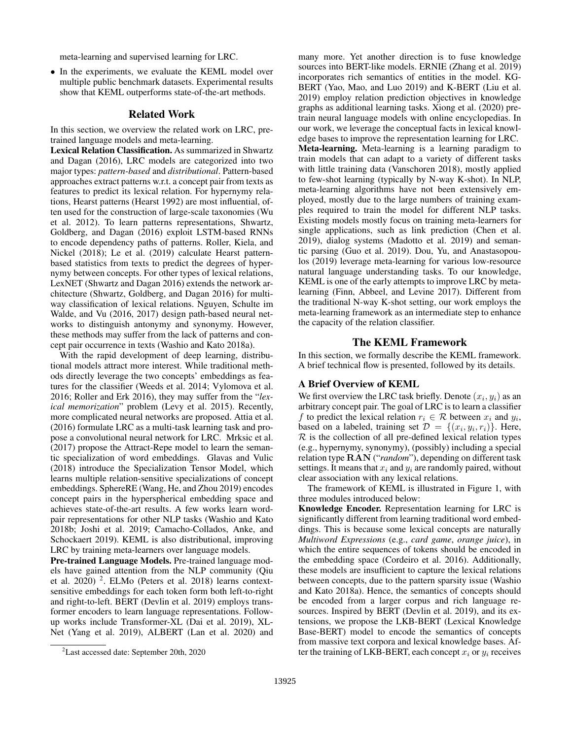meta-learning and supervised learning for LRC.

- In the experiments, we evaluate the KEML model over multiple public benchmark datasets. Experimental results show that KEML outperforms state-of-the-art methods.

## Related Work

In this section, we overview the related work on LRC, pre-trained language models and meta-learning.

**Lexical Relation Classification.** As summarized in Shwartz and Dagan (2016), LRC models are categorized into two major types: *pattern-based* and *distributional*. Pattern-based approaches extract patterns w.r.t. a concept pair from texts as features to predict its lexical relation. For hypernymy relations, Hearst patterns (Hearst 1992) are most influential, often used for the construction of large-scale taxonomies (Wu et al. 2012). To learn patterns representations, Shwartz, Goldberg, and Dagan (2016) exploit LSTM-based RNNs to encode dependency paths of patterns. Roller, Kiela, and Nickel (2018); Le et al. (2019) calculate Hearst pattern-based statistics from texts to predict the degrees of hypernymy between concepts. For other types of lexical relations, LexNET (Shwartz and Dagan 2016) extends the network architecture (Shwartz, Goldberg, and Dagan 2016) for multi-way classification of lexical relations. Nguyen, Schulte im Walde, and Vu (2016, 2017) design path-based neural networks to distinguish antonymy and synonymy. However, these methods may suffer from the lack of patterns and concept pair occurrence in texts (Washio and Kato 2018a).

With the rapid development of deep learning, distributional models attract more interest. While traditional methods directly leverage the two concepts' embeddings as features for the classifier (Weeds et al. 2014; Vylomova et al. 2016; Roller and Erk 2016), they may suffer from the "*lexical memorization*" problem (Levy et al. 2015). Recently, more complicated neural networks are proposed. Attia et al. (2016) formulate LRC as a multi-task learning task and propose a convolutional neural network for LRC. Mrksic et al. (2017) propose the Attract-Repe model to learn the semantic specialization of word embeddings. Glavas and Vulic (2018) introduce the Specialization Tensor Model, which learns multiple relation-sensitive specializations of concept embeddings. SphereRE (Wang, He, and Zhou 2019) encodes concept pairs in the hyperspherical embedding space and achieves state-of-the-art results. A few works learn word-pair representations for other NLP tasks (Washio and Kato 2018b; Joshi et al. 2019; Camacho-Collados, Anke, and Schockaert 2019). KEML is also distributional, improving LRC by training meta-learners over language models.

**Pre-trained Language Models.** Pre-trained language models have gained attention from the NLP community (Qiu et al. 2020) [2]. ELMo (Peters et al. 2018) learns context-sensitive embeddings for each token form both left-to-right and right-to-left. BERT (Devlin et al. 2019) employs transformer encoders to learn language representations. Follow-up works include Transformer-XL (Dai et al. 2019), XL-Net (Yang et al. 2019), ALBERT (Lan et al. 2020) and many more. Yet another direction is to fuse knowledge sources into BERT-like models. ERNIE (Zhang et al. 2019) incorporates rich semantics of entities in the model. KG-BERT (Yao, Mao, and Luo 2019) and K-BERT (Liu et al. 2019) employ relation prediction objectives in knowledge graphs as additional learning tasks. Xiong et al. (2020) pre-train neural language models with online encyclopedias. In our work, we leverage the conceptual facts in lexical knowledge bases to improve the representation learning for LRC.

**Meta-learning.** Meta-learning is a learning paradigm to train models that can adapt to a variety of different tasks with little training data (Vanschoren 2018), mostly applied to few-shot learning (typically by N-way K-shot). In NLP, meta-learning algorithms have not been extensively employed, mostly due to the large numbers of training examples required to train the model for different NLP tasks. Existing models mostly focus on training meta-learners for single applications, such as link prediction (Chen et al. 2019), dialog systems (Madotto et al. 2019) and semantic parsing (Guo et al. 2019). Dou, Yu, and Anastasopoulos (2019) leverage meta-learning for various low-resource natural language understanding tasks. To our knowledge, KEML is one of the early attempts to improve LRC by meta-learning (Finn, Abbeel, and Levine 2017). Different from the traditional N-way K-shot setting, our work employs the meta-learning framework as an intermediate step to enhance the capacity of the relation classifier.

## The KEML Framework

In this section, we formally describe the KEML framework. A brief technical flow is presented, followed by its details.

### A Brief Overview of KEML

We first overview the LRC task briefly. Denote $(x_i, y_i)$ as an arbitrary concept pair. The goal of LRC is to learn a classifier $f$ to predict the lexical relation $r_i \in \mathcal{R}$ between $x_i$ and $y_i$, based on a labeled, training set $\mathcal{D} = \{(x_i, y_i, r_i)\}$. Here, $\mathcal{R}$ is the collection of all pre-defined lexical relation types (e.g., hypernymy, synonymy), (possibly) including a special relation type $\mathbf{RAN}$ ("*random*"), depending on different task settings. It means that $x_i$ and $y_i$ are randomly paired, without clear association with any lexical relations.

The framework of KEML is illustrated in Figure 1, with three modules introduced below:

**Knowledge Encoder.** Representation learning for LRC is significantly different from learning traditional word embeddings. This is because some lexical concepts are naturally *Multiword Expressions* (e.g., *card game*, *orange juice*), in which the entire sequences of tokens should be encoded in the embedding space (Cordeiro et al. 2016). Additionally, these models are insufficient to capture the lexical relations between concepts, due to the pattern sparsity issue (Washio and Kato 2018a). Hence, the semantics of concepts should be encoded from a larger corpus and rich language resources. Inspired by BERT (Devlin et al. 2019), and its extensions, we propose the LKB-BERT (Lexical Knowledge Base-BERT) model to encode the semantics of concepts from massive text corpora and lexical knowledge bases. After the training of LKB-BERT, each concept $x_i$ or $y_i$ receives

[2] Last accessed date: September 20th, 2020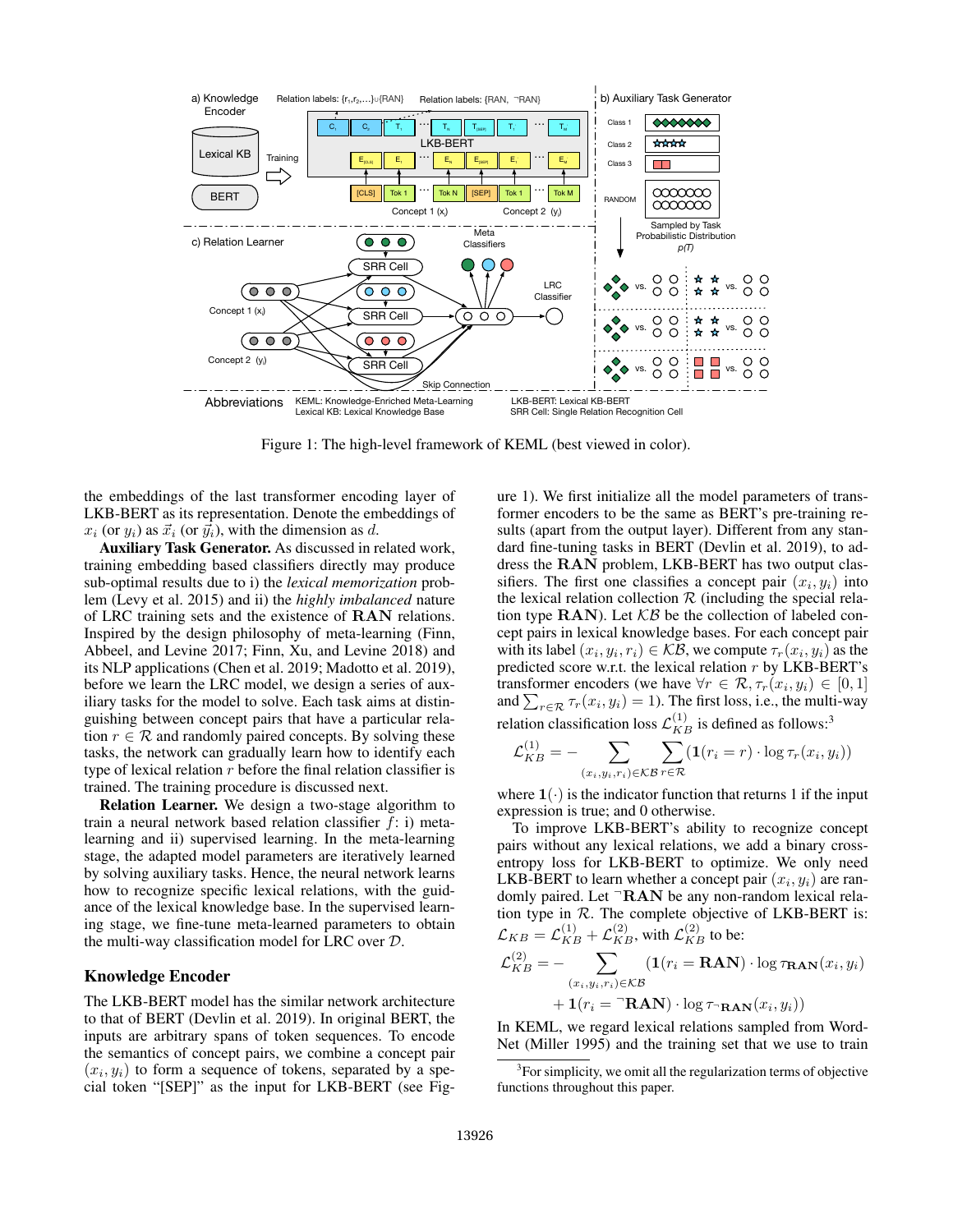Figure 1: The high-level framework of KEML (best viewed in color).

the embeddings of the last transformer encoding layer of LKB-BERT as its representation. Denote the embeddings of $x_i$ (or $y_i$) as $\vec{x}_i$ (or $\vec{y}_i$), with the dimension as $d$.

**Auxiliary Task Generator.** As discussed in related work, training embedding based classifiers directly may produce sub-optimal results due to i) the *lexical memorization* problem (Levy et al. 2015) and ii) the *highly imbalanced* nature of LRC training sets and the existence of $\mathbf{RAN}$ relations. Inspired by the design philosophy of meta-learning (Finn, Abbeel, and Levine 2017; Finn, Xu, and Levine 2018) and its NLP applications (Chen et al. 2019; Madotto et al. 2019), before we learn the LRC model, we design a series of auxiliary tasks for the model to solve. Each task aims at distinguishing between concept pairs that have a particular relation $r \in \mathcal{R}$ and randomly paired concepts. By solving these tasks, the network can gradually learn how to identify each type of lexical relation $r$ before the final relation classifier is trained. The training procedure is discussed next.

**Relation Learner.** We design a two-stage algorithm to train a neural network based relation classifier $f$: i) meta-learning and ii) supervised learning. In the meta-learning stage, the adapted model parameters are iteratively learned by solving auxiliary tasks. Hence, the neural network learns how to recognize specific lexical relations, with the guidance of the lexical knowledge base. In the supervised learning stage, we fine-tune meta-learned parameters to obtain the multi-way classification model for LRC over $\mathcal{D}$.

## Knowledge Encoder

The LKB-BERT model has the similar network architecture to that of BERT (Devlin et al. 2019). In original BERT, the inputs are arbitrary spans of token sequences. To encode the semantics of concept pairs, we combine a concept pair $(x_i, y_i)$ to form a sequence of tokens, separated by a special token "[SEP]" as the input for LKB-BERT (see Figure 1). We first initialize all the model parameters of transformer encoders to be the same as BERT's pre-training results (apart from the output layer). Different from any standard fine-tuning tasks in BERT (Devlin et al. 2019), to address the $\mathbf{RAN}$ problem, LKB-BERT has two output classifiers. The first one classifies a concept pair $(x_i, y_i)$ into the lexical relation collection $\mathcal{R}$ (including the special relation type $\mathbf{RAN}$). Let $\mathcal{KB}$ be the collection of labeled concept pairs in lexical knowledge bases. For each concept pair with its label $(x_i, y_i, r_i) \in \mathcal{KB}$, we compute $\tau_r(x_i, y_i)$ as the predicted score w.r.t. the lexical relation $r$ by LKB-BERT's transformer encoders (we have $\forall r \in \mathcal{R}, \tau_r(x_i, y_i) \in [0, 1]$ and $\sum_{r \in \mathcal{R}} \tau_r(x_i, y_i) = 1$). The first loss, i.e., the multi-way relation classification loss $\mathcal{L}^{(1)}_{KB}$ is defined as follows:[3]

$$\mathcal{L}^{(1)}_{KB} = - \sum_{(x_i, y_i, r_i) \in \mathcal{KB}} \sum_{r \in \mathcal{R}} (\mathbf{1}(r_i = r) \cdot \log \tau_r(x_i, y_i))$$

where $\mathbf{1}(\cdot)$ is the indicator function that returns 1 if the input expression is true; and 0 otherwise.

To improve LKB-BERT's ability to recognize concept pairs without any lexical relations, we add a binary cross-entropy loss for LKB-BERT to optimize. We only need LKB-BERT to learn whether a concept pair $(x_i, y_i)$ are randomly paired. Let $\neg\mathbf{RAN}$ be any non-random lexical relation type in $\mathcal{R}$. The complete objective of LKB-BERT is: $\mathcal{L}_{KB} = \mathcal{L}^{(1)}_{KB} + \mathcal{L}^{(2)}_{KB}$, with $\mathcal{L}^{(2)}_{KB}$ to be:

$$\mathcal{L}^{(2)}_{KB} = - \sum_{(x_i, y_i, r_i) \in \mathcal{KB}} (\mathbf{1}(r_i = \mathbf{RAN}) \cdot \log \tau_{\mathbf{RAN}}(x_i, y_i) + \mathbf{1}(r_i = \neg\mathbf{RAN}) \cdot \log \tau_{\neg\mathbf{RAN}}(x_i, y_i))$$

In KEML, we regard lexical relations sampled from WordNet (Miller 1995) and the training set that we use to train

[3] For simplicity, we omit all the regularization terms of objective functions throughout this paper.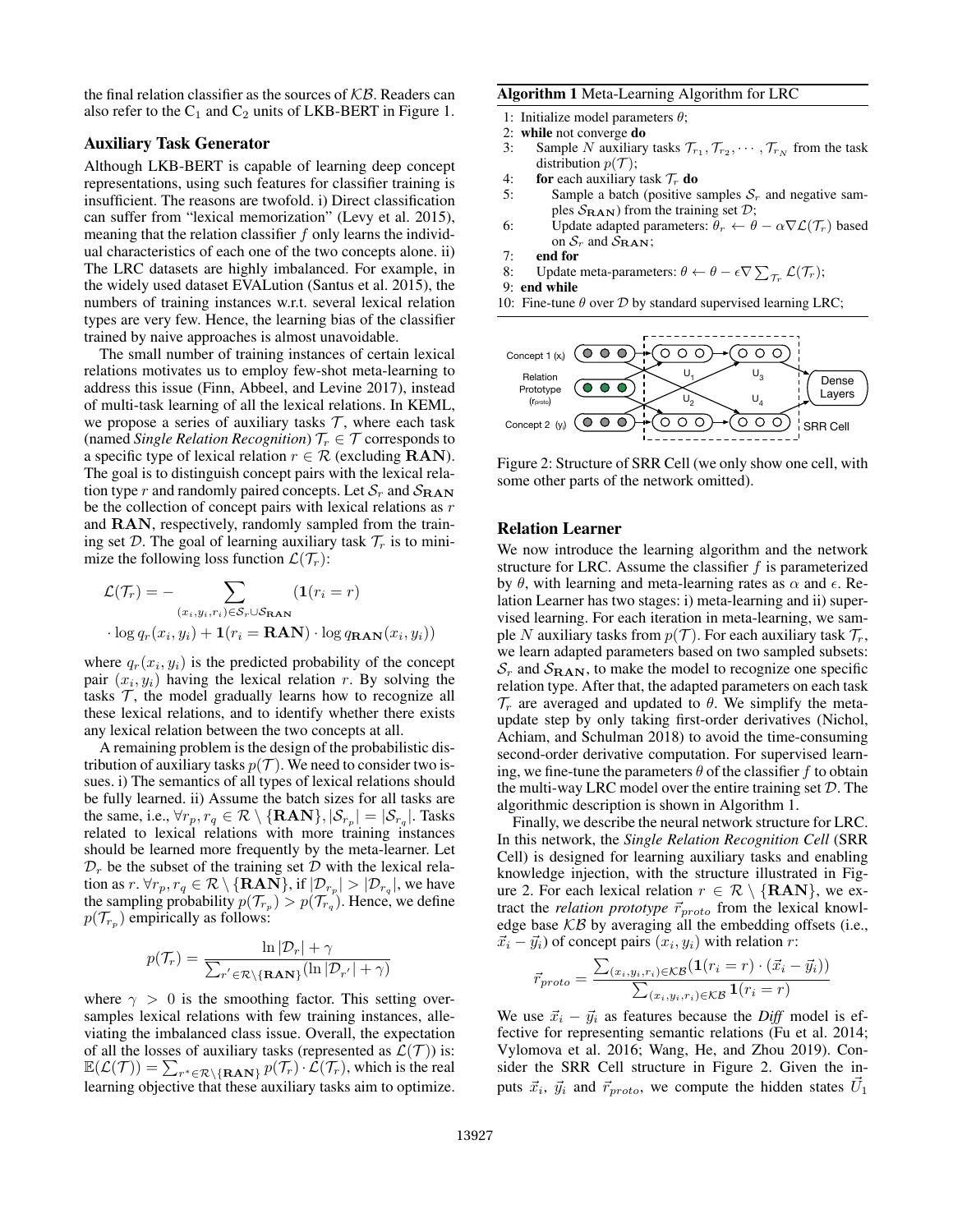the final relation classifier as the sources of $\mathcal{KB}$. Readers can also refer to the $C_1$ and $C_2$ units of LKB-BERT in Figure 1.

## Auxiliary Task Generator

Although LKB-BERT is capable of learning deep concept representations, using such features for classifier training is insufficient. The reasons are twofold. i) Direct classification can suffer from "lexical memorization" (Levy et al. 2015), meaning that the relation classifier $f$ only learns the individual characteristics of each one of the two concepts alone. ii) The LRC datasets are highly imbalanced. For example, in the widely used dataset EVALution (Santus et al. 2015), the numbers of training instances w.r.t. several lexical relation types are very few. Hence, the learning bias of the classifier trained by naive approaches is almost unavoidable.

The small number of training instances of certain lexical relations motivates us to employ few-shot meta-learning to address this issue (Finn, Abbeel, and Levine 2017), instead of multi-task learning of all the lexical relations. In KEML, we propose a series of auxiliary tasks $\mathcal{T}$, where each task (named *Single Relation Recognition*) $\mathcal{T}_r \in \mathcal{T}$ corresponds to a specific type of lexical relation $r \in \mathcal{R}$ (excluding $\mathbf{RAN}$). The goal is to distinguish concept pairs with the lexical relation type $r$ and randomly paired concepts. Let $\mathcal{S}_r$ and $\mathcal{S}_{\mathbf{RAN}}$ be the collection of concept pairs with lexical relations as $r$ and $\mathbf{RAN}$, respectively, randomly sampled from the training set $\mathcal{D}$. The goal of learning auxiliary task $\mathcal{T}_r$ is to minimize the following loss function $\mathcal{L}(\mathcal{T}_r)$:

$$\mathcal{L}(\mathcal{T}_r) = -\sum_{(x_i,y_i,r_i)\in\mathcal{S}_r\cup\mathcal{S}_{\mathbf{RAN}}} (\mathbf{1}(r_i = r) \cdot \log q_r(x_i, y_i) + \mathbf{1}(r_i = \mathbf{RAN}) \cdot \log q_{\mathbf{RAN}}(x_i, y_i))$$

where $q_r(x_i, y_i)$ is the predicted probability of the concept pair $(x_i, y_i)$ having the lexical relation $r$. By solving the tasks $\mathcal{T}$, the model gradually learns how to recognize all these lexical relations, and to identify whether there exists any lexical relation between the two concepts at all.

A remaining problem is the design of the probabilistic distribution of auxiliary tasks $p(\mathcal{T})$. We need to consider two issues. i) The semantics of all types of lexical relations should be fully learned. ii) Assume the batch sizes for all tasks are the same, i.e., $\forall r_p, r_q \in \mathcal{R} \setminus \{\mathbf{RAN}\}, |\mathcal{S}_{r_p}| = |\mathcal{S}_{r_q}|$. Tasks related to lexical relations with more training instances should be learned more frequently by the meta-learner. Let $\mathcal{D}_r$ be the subset of the training set $\mathcal{D}$ with the lexical relation as $r$. $\forall r_p, r_q \in \mathcal{R} \setminus \{\mathbf{RAN}\}$, if $|\mathcal{D}_{r_p}| > |\mathcal{D}_{r_q}|$, we have the sampling probability $p(\mathcal{T}_{r_p}) > p(\mathcal{T}_{r_q})$. Hence, we define $p(\mathcal{T}_{r_p})$ empirically as follows:

$$p(\mathcal{T}_r) = \frac{\ln |\mathcal{D}_r| + \gamma}{\sum_{r' \in \mathcal{R}\setminus\{\mathbf{RAN}\}}(\ln |\mathcal{D}_{r'}| + \gamma)}$$

where $\gamma > 0$ is the smoothing factor. This setting over-samples lexical relations with few training instances, alleviating the imbalanced class issue. Overall, the expectation of all the losses of auxiliary tasks (represented as $\mathcal{L}(\mathcal{T})$) is: $\mathbb{E}(\mathcal{L}(\mathcal{T})) = \sum_{r^* \in \mathcal{R}\setminus\{\mathbf{RAN}\}} p(\mathcal{T}_r) \cdot \mathcal{L}(\mathcal{T}_r)$, which is the real learning objective that these auxiliary tasks aim to optimize.

**Algorithm 1** Meta-Learning Algorithm for LRC

1: Initialize model parameters $\theta$;
2: **while** not converge **do**
3: Sample $N$ auxiliary tasks $\mathcal{T}_{r_1}, \mathcal{T}_{r_2}, \cdots, \mathcal{T}_{r_N}$ from the task distribution $p(\mathcal{T})$;
4: **for** each auxiliary task $\mathcal{T}_r$ **do**
5: Sample a batch (positive samples $\mathcal{S}_r$ and negative samples $\mathcal{S}_{\mathbf{RAN}}$) from the training set $\mathcal{D}$;
6: Update adapted parameters: $\theta_r \leftarrow \theta - \alpha\nabla\mathcal{L}(\mathcal{T}_r)$ based on $\mathcal{S}_r$ and $\mathcal{S}_{\mathbf{RAN}}$;
7: **end for**
8: Update meta-parameters: $\theta \leftarrow \theta - \epsilon\nabla\sum_{\mathcal{T}_r}\mathcal{L}(\mathcal{T}_r)$;
9: **end while**
10: Fine-tune $\theta$ over $\mathcal{D}$ by standard supervised learning LRC;

Figure 2: Structure of SRR Cell (we only show one cell, with some other parts of the network omitted).

## Relation Learner

We now introduce the learning algorithm and the network structure for LRC. Assume the classifier $f$ is parameterized by $\theta$, with learning and meta-learning rates as $\alpha$ and $\epsilon$. Relation Learner has two stages: i) meta-learning and ii) supervised learning. For each iteration in meta-learning, we sample $N$ auxiliary tasks from $p(\mathcal{T})$. For each auxiliary task $\mathcal{T}_r$, we learn adapted parameters based on two sampled subsets: $\mathcal{S}_r$ and $\mathcal{S}_{\mathbf{RAN}}$, to make the model to recognize one specific relation type. After that, the adapted parameters on each task $\mathcal{T}_r$ are averaged and updated to $\theta$. We simplify the meta-update step by only taking first-order derivatives (Nichol, Achiam, and Schulman 2018) to avoid the time-consuming second-order derivative computation. For supervised learning, we fine-tune the parameters $\theta$ of the classifier $f$ to obtain the multi-way LRC model over the entire training set $\mathcal{D}$. The algorithmic description is shown in Algorithm 1.

Finally, we describe the neural network structure for LRC. In this network, the *Single Relation Recognition Cell* (SRR Cell) is designed for learning auxiliary tasks and enabling knowledge injection, with the structure illustrated in Figure 2. For each lexical relation $r \in \mathcal{R} \setminus \{\mathbf{RAN}\}$, we extract the *relation prototype* $\vec{r}_{proto}$ from the lexical knowledge base $\mathcal{KB}$ by averaging all the embedding offsets (i.e., $\vec{x}_i - \vec{y}_i$) of concept pairs $(x_i, y_i)$ with relation $r$:

$$\vec{r}_{proto} = \frac{\sum_{(x_i,y_i,r_i)\in\mathcal{KB}}(\mathbf{1}(r_i = r) \cdot (\vec{x}_i - \vec{y}_i))}{\sum_{(x_i,y_i,r_i)\in\mathcal{KB}}\mathbf{1}(r_i = r)}$$

We use $\vec{x}_i - \vec{y}_i$ as features because the *Diff* model is effective for representing semantic relations (Fu et al. 2014; Vylomova et al. 2016; Wang, He, and Zhou 2019). Consider the SRR Cell structure in Figure 2. Given the inputs $\vec{x}_i$, $\vec{y}_i$ and $\vec{r}_{proto}$, we compute the hidden states $\vec{U}_1$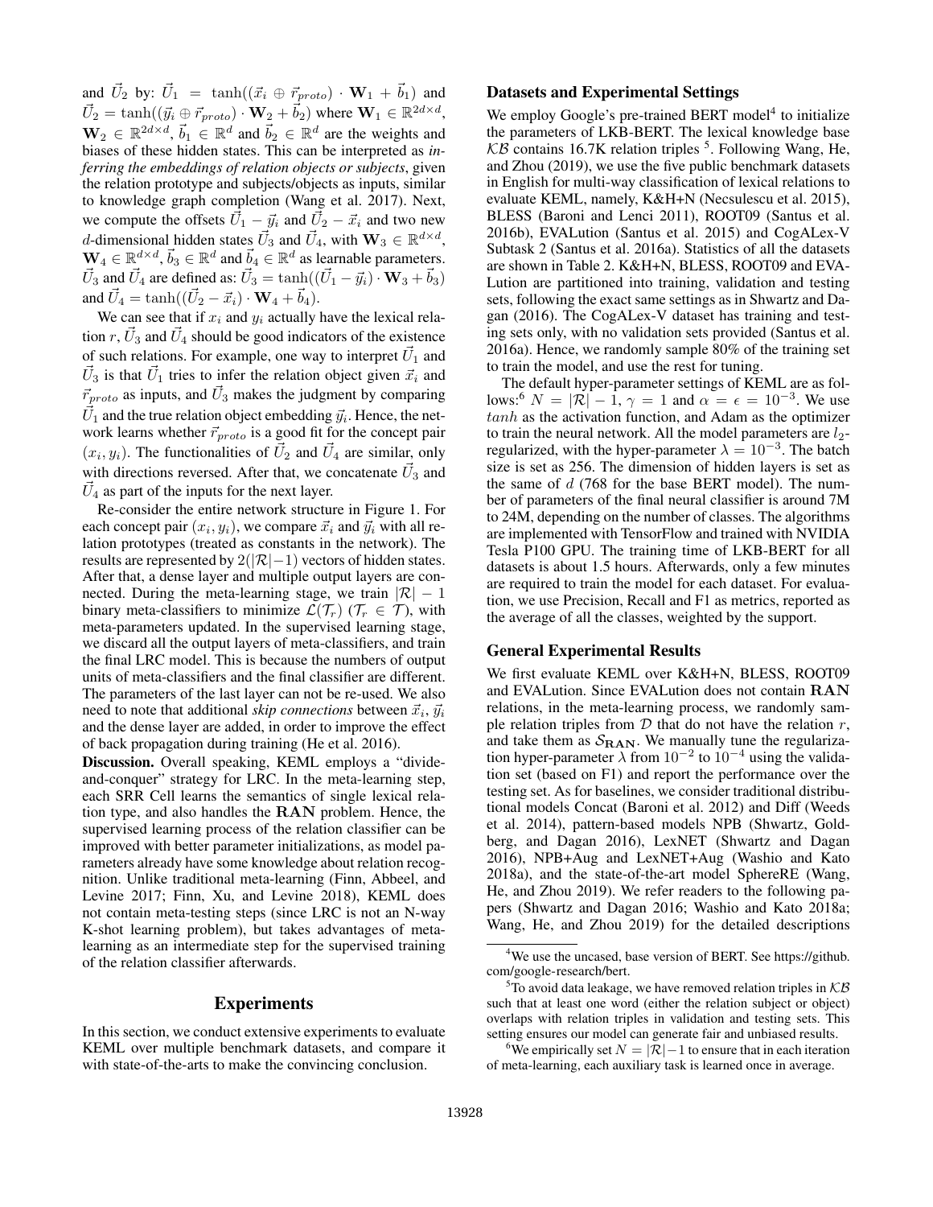and $\vec{U}_2$ by: $\vec{U}_1 = \tanh((\vec{x}_i \oplus \vec{r}_{proto}) \cdot \mathbf{W}_1 + \vec{b}_1)$ and $\vec{U}_2 = \tanh((\vec{y}_i \oplus \vec{r}_{proto}) \cdot \mathbf{W}_2 + \vec{b}_2)$ where $\mathbf{W}_1 \in \mathbb{R}^{2d \times d}$, $\mathbf{W}_2 \in \mathbb{R}^{2d \times d}$, $\vec{b}_1 \in \mathbb{R}^d$ and $\vec{b}_2 \in \mathbb{R}^d$ are the weights and biases of these hidden states. This can be interpreted as *inferring the embeddings of relation objects or subjects*, given the relation prototype and subjects/objects as inputs, similar to knowledge graph completion (Wang et al. 2017). Next, we compute the offsets $\vec{U}_1 - \vec{y}_i$ and $\vec{U}_2 - \vec{x}_i$ and two new $d$-dimensional hidden states $\vec{U}_3$ and $\vec{U}_4$, with $\mathbf{W}_3 \in \mathbb{R}^{d \times d}$, $\mathbf{W}_4 \in \mathbb{R}^{d \times d}$, $\vec{b}_3 \in \mathbb{R}^d$ and $\vec{b}_4 \in \mathbb{R}^d$ as learnable parameters. $\vec{U}_3$ and $\vec{U}_4$ are defined as: $\vec{U}_3 = \tanh((\vec{U}_1 - \vec{y}_i) \cdot \mathbf{W}_3 + \vec{b}_3)$ and $\vec{U}_4 = \tanh((\vec{U}_2 - \vec{x}_i) \cdot \mathbf{W}_4 + \vec{b}_4)$.

We can see that if $x_i$ and $y_i$ actually have the lexical relation $r$, $\vec{U}_3$ and $\vec{U}_4$ should be good indicators of the existence of such relations. For example, one way to interpret $\vec{U}_1$ and $\vec{U}_3$ is that $\vec{U}_1$ tries to infer the relation object given $\vec{x}_i$ and $\vec{r}_{proto}$ as inputs, and $\vec{U}_3$ makes the judgment by comparing $\vec{U}_1$ and the true relation object embedding $\vec{y}_i$. Hence, the network learns whether $\vec{r}_{proto}$ is a good fit for the concept pair $(x_i, y_i)$. The functionalities of $\vec{U}_2$ and $\vec{U}_4$ are similar, only with directions reversed. After that, we concatenate $\vec{U}_3$ and $\vec{U}_4$ as part of the inputs for the next layer.

Re-consider the entire network structure in Figure 1. For each concept pair $(x_i, y_i)$, we compare $\vec{x}_i$ and $\vec{y}_i$ with all relation prototypes (treated as constants in the network). The results are represented by $2(|\mathcal{R}|-1)$ vectors of hidden states. After that, a dense layer and multiple output layers are connected. During the meta-learning stage, we train $|\mathcal{R}| - 1$ binary meta-classifiers to minimize $\mathcal{L}(\mathcal{T}_r)$ ($\mathcal{T}_r \in \mathcal{T}$), with meta-parameters updated. In the supervised learning stage, we discard all the output layers of meta-classifiers, and train the final LRC model. This is because the numbers of output units of meta-classifiers and the final classifier are different. The parameters of the last layer can not be re-used. We also need to note that additional *skip connections* between $\vec{x}_i$, $\vec{y}_i$ and the dense layer are added, in order to improve the effect of back propagation during training (He et al. 2016).

**Discussion.** Overall speaking, KEML employs a "divide-and-conquer" strategy for LRC. In the meta-learning step, each SRR Cell learns the semantics of single lexical relation type, and also handles the $\mathbf{RAN}$ problem. Hence, the supervised learning process of the relation classifier can be improved with better parameter initializations, as model parameters already have some knowledge about relation recognition. Unlike traditional meta-learning (Finn, Abbeel, and Levine 2017; Finn, Xu, and Levine 2018), KEML does not contain meta-testing steps (since LRC is not an N-way K-shot learning problem), but takes advantages of meta-learning as an intermediate step for the supervised training of the relation classifier afterwards.

## Experiments

In this section, we conduct extensive experiments to evaluate KEML over multiple benchmark datasets, and compare it with state-of-the-arts to make the convincing conclusion.

### Datasets and Experimental Settings

We employ Google's pre-trained BERT model[4] to initialize the parameters of LKB-BERT. The lexical knowledge base $\mathcal{KB}$ contains 16.7K relation triples [5]. Following Wang, He, and Zhou (2019), we use the five public benchmark datasets in English for multi-way classification of lexical relations to evaluate KEML, namely, K&H+N (Necsulescu et al. 2015), BLESS (Baroni and Lenci 2011), ROOT09 (Santus et al. 2016b), EVALution (Santus et al. 2015) and CogALex-V Subtask 2 (Santus et al. 2016a). Statistics of all the datasets are shown in Table 2. K&H+N, BLESS, ROOT09 and EVALution are partitioned into training, validation and testing sets, following the exact same settings as in Shwartz and Dagan (2016). The CogALex-V dataset has training and testing sets only, with no validation sets provided (Santus et al. 2016a). Hence, we randomly sample 80% of the training set to train the model, and use the rest for tuning.

The default hyper-parameter settings of KEML are as follows:[6] $N = |\mathcal{R}| - 1$, $\gamma = 1$ and $\alpha = \epsilon = 10^{-3}$. We use $tanh$ as the activation function, and Adam as the optimizer to train the neural network. All the model parameters are $l_2$-regularized, with the hyper-parameter $\lambda = 10^{-3}$. The batch size is set as 256. The dimension of hidden layers is set as the same of $d$ (768 for the base BERT model). The number of parameters of the final neural classifier is around 7M to 24M, depending on the number of classes. The algorithms are implemented with TensorFlow and trained with NVIDIA Tesla P100 GPU. The training time of LKB-BERT for all datasets is about 1.5 hours. Afterwards, only a few minutes are required to train the model for each dataset. For evaluation, we use Precision, Recall and F1 as metrics, reported as the average of all the classes, weighted by the support.

### General Experimental Results

We first evaluate KEML over K&H+N, BLESS, ROOT09 and EVALution. Since EVALution does not contain $\mathbf{RAN}$ relations, in the meta-learning process, we randomly sample relation triples from $\mathcal{D}$ that do not have the relation $r$, and take them as $\mathcal{S}_{\mathbf{RAN}}$. We manually tune the regularization hyper-parameter $\lambda$ from $10^{-2}$ to $10^{-4}$ using the validation set (based on F1) and report the performance over the testing set. As for baselines, we consider traditional distributional models Concat (Baroni et al. 2012) and Diff (Weeds et al. 2014), pattern-based models NPB (Shwartz, Goldberg, and Dagan 2016), LexNET (Shwartz and Dagan 2016), NPB+Aug and LexNET+Aug (Washio and Kato 2018a), and the state-of-the-art model SphereRE (Wang, He, and Zhou 2019). We refer readers to the following papers (Shwartz and Dagan 2016; Washio and Kato 2018a; Wang, He, and Zhou 2019) for the detailed descriptions

[4] We use the uncased, base version of BERT. See https://github.com/google-research/bert.

[5] To avoid data leakage, we have removed relation triples in $\mathcal{KB}$ such that at least one word (either the relation subject or object) overlaps with relation triples in validation and testing sets. This setting ensures our model can generate fair and unbiased results.

[6] We empirically set $N = |\mathcal{R}| - 1$ to ensure that in each iteration of meta-learning, each auxiliary task is learned once in average.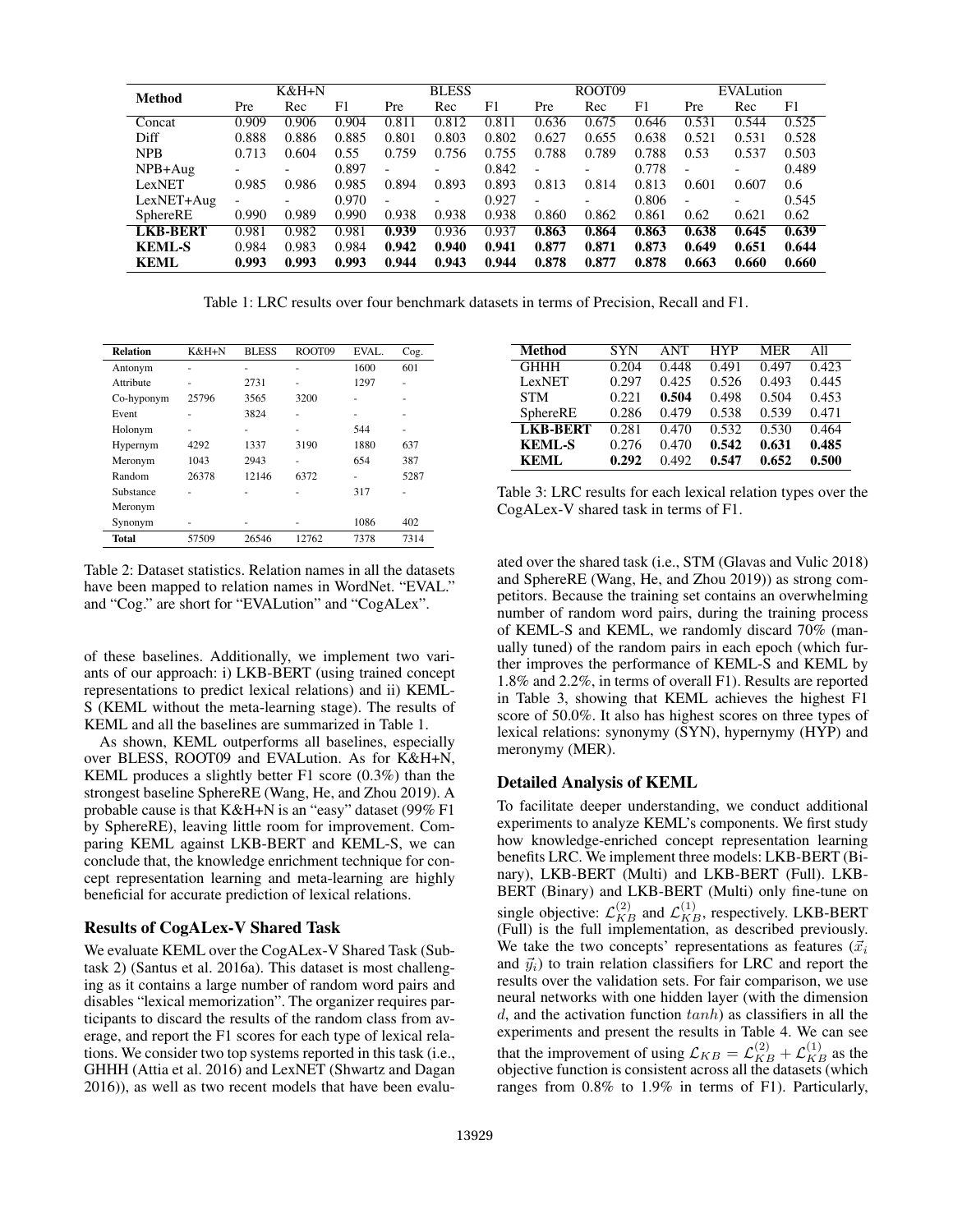| Method | K&H+N | | | BLESS | | | ROOT09 | | | EVALution | | |
|---|---|---|---|---|---|---|---|---|---|---|---|---|
| | Pre | Rec | F1 | Pre | Rec | F1 | Pre | Rec | F1 | Pre | Rec | F1 |
| Concat | 0.909 | 0.906 | 0.904 | 0.811 | 0.812 | 0.811 | 0.636 | 0.675 | 0.646 | 0.531 | 0.544 | 0.525 |
| Diff | 0.888 | 0.886 | 0.885 | 0.801 | 0.803 | 0.802 | 0.627 | 0.655 | 0.638 | 0.521 | 0.531 | 0.528 |
| NPB | 0.713 | 0.604 | 0.55 | 0.759 | 0.756 | 0.755 | 0.788 | 0.789 | 0.788 | 0.53 | 0.537 | 0.503 |
| NPB+Aug | - | - | 0.897 | - | - | 0.842 | - | - | 0.778 | - | - | 0.489 |
| LexNET | 0.985 | 0.986 | 0.985 | 0.894 | 0.893 | 0.893 | 0.813 | 0.814 | 0.813 | 0.601 | 0.607 | 0.6 |
| LexNET+Aug | - | - | 0.970 | - | - | 0.927 | - | - | 0.806 | - | - | 0.545 |
| SphereRE | 0.990 | 0.989 | 0.990 | 0.938 | 0.938 | 0.938 | 0.860 | 0.862 | 0.861 | 0.62 | 0.621 | 0.62 |
| **LKB-BERT** | 0.981 | 0.982 | 0.981 | **0.939** | 0.936 | 0.937 | **0.863** | **0.864** | **0.863** | **0.638** | **0.645** | **0.639** |
| **KEML-S** | 0.984 | 0.983 | 0.984 | **0.942** | **0.940** | **0.941** | **0.877** | **0.871** | **0.873** | **0.649** | **0.651** | **0.644** |
| **KEML** | **0.993** | **0.993** | **0.993** | **0.944** | **0.943** | **0.944** | **0.878** | **0.877** | **0.878** | **0.663** | **0.660** | **0.660** |

Table 1: LRC results over four benchmark datasets in terms of Precision, Recall and F1.

| **Relation** | K&H+N | BLESS | ROOT09 | EVAL. | Cog. |
|---|---|---|---|---|---|
| Antonym | - | - | - | 1600 | 601 |
| Attribute | - | 2731 | - | 1297 | - |
| Co-hyponym | 25796 | 3565 | 3200 | - | - |
| Event | - | 3824 | - | - | - |
| Holonym | - | - | - | 544 | - |
| Hypernym | 4292 | 1337 | 3190 | 1880 | 637 |
| Meronym | 1043 | 2943 | - | 654 | 387 |
| Random | 26378 | 12146 | 6372 | - | 5287 |
| Substance Meronym | - | - | - | 317 | - |
| Synonym | - | - | - | 1086 | 402 |
| **Total** | 57509 | 26546 | 12762 | 7378 | 7314 |

Table 2: Dataset statistics. Relation names in all the datasets have been mapped to relation names in WordNet. "EVAL." and "Cog." are short for "EVALution" and "CogALex".

of these baselines. Additionally, we implement two variants of our approach: i) LKB-BERT (using trained concept representations to predict lexical relations) and ii) KEML-S (KEML without the meta-learning stage). The results of KEML and all the baselines are summarized in Table 1.

As shown, KEML outperforms all baselines, especially over BLESS, ROOT09 and EVALution. As for K&H+N, KEML produces a slightly better F1 score (0.3%) than the strongest baseline SphereRE (Wang, He, and Zhou 2019). A probable cause is that K&H+N is an "easy" dataset (99% F1 by SphereRE), leaving little room for improvement. Comparing KEML against LKB-BERT and KEML-S, we can conclude that, the knowledge enrichment technique for concept representation learning and meta-learning are highly beneficial for accurate prediction of lexical relations.

### Results of CogALex-V Shared Task

We evaluate KEML over the CogALex-V Shared Task (Subtask 2) (Santus et al. 2016a). This dataset is most challenging as it contains a large number of random word pairs and disables "lexical memorization". The organizer requires participants to discard the results of the random class from average, and report the F1 scores for each type of lexical relations. We consider two top systems reported in this task (i.e., GHHH (Attia et al. 2016) and LexNET (Shwartz and Dagan 2016)), as well as two recent models that have been evaluated over the shared task (i.e., STM (Glavas and Vulic 2018) and SphereRE (Wang, He, and Zhou 2019)) as strong competitors. Because the training set contains an overwhelming number of random word pairs, during the training process of KEML-S and KEML, we randomly discard 70% (manually tuned) of the random pairs in each epoch (which further improves the performance of KEML-S and KEML by 1.8% and 2.2%, in terms of overall F1). Results are reported in Table 3, showing that KEML achieves the highest F1 score of 50.0%. It also has highest scores on three types of lexical relations: synonymy (SYN), hypernymy (HYP) and meronymy (MER).

| **Method** | SYN | ANT | HYP | MER | All |
|---|---|---|---|---|---|
| GHHH | 0.204 | 0.448 | 0.491 | 0.497 | 0.423 |
| LexNET | 0.297 | 0.425 | 0.526 | 0.493 | 0.445 |
| STM | 0.221 | **0.504** | 0.498 | 0.504 | 0.453 |
| SphereRE | 0.286 | 0.479 | 0.538 | 0.539 | 0.471 |
| **LKB-BERT** | 0.281 | 0.470 | 0.532 | 0.530 | 0.464 |
| **KEML-S** | 0.276 | 0.470 | **0.542** | **0.631** | **0.485** |
| **KEML** | **0.292** | 0.492 | **0.547** | **0.652** | **0.500** |

Table 3: LRC results for each lexical relation types over the CogALex-V shared task in terms of F1.

### Detailed Analysis of KEML

To facilitate deeper understanding, we conduct additional experiments to analyze KEML's components. We first study how knowledge-enriched concept representation learning benefits LRC. We implement three models: LKB-BERT (Binary), LKB-BERT (Multi) and LKB-BERT (Full). LKB-BERT (Binary) and LKB-BERT (Multi) only fine-tune on single objective: $\mathcal{L}_{KB}^{(2)}$ and $\mathcal{L}_{KB}^{(1)}$, respectively. LKB-BERT (Full) is the full implementation, as described previously. We take the two concepts' representations as features ($\vec{x}_i$ and $\vec{y}_i$) to train relation classifiers for LRC and report the results over the validation sets. For fair comparison, we use neural networks with one hidden layer (with the dimension $d$, and the activation function $tanh$) as classifiers in all the experiments and present the results in Table 4. We can see that the improvement of using $\mathcal{L}_{KB} = \mathcal{L}_{KB}^{(2)} + \mathcal{L}_{KB}^{(1)}$ as the objective function is consistent across all the datasets (which ranges from 0.8% to 1.9% in terms of F1). Particularly,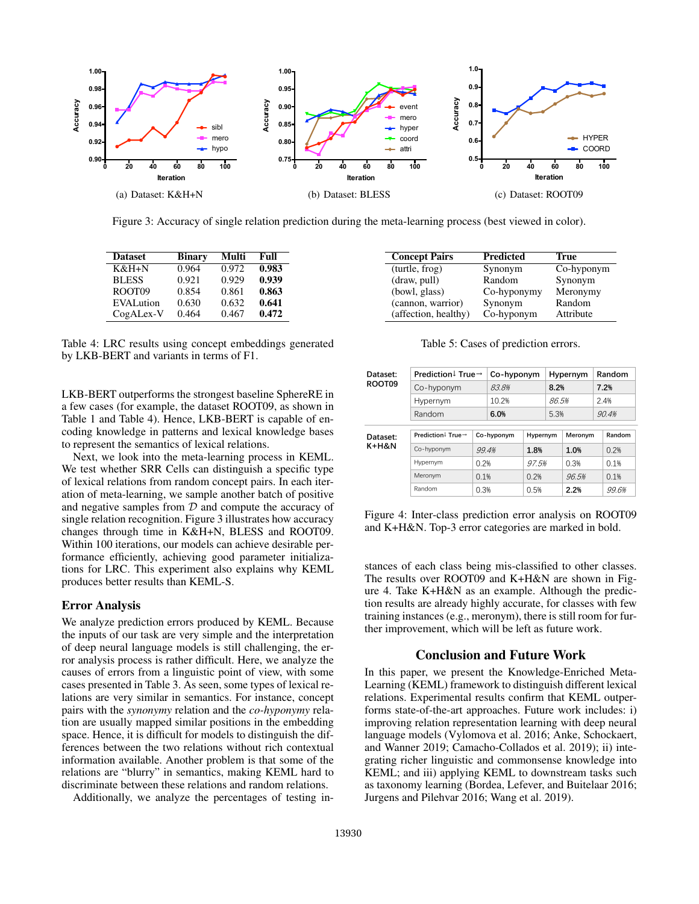Figure 3: Accuracy of single relation prediction during the meta-learning process (best viewed in color).

| Dataset | Binary | Multi | Full |
|---|---|---|---|
| K&H+N | 0.964 | 0.972 | **0.983** |
| BLESS | 0.921 | 0.929 | **0.939** |
| ROOT09 | 0.854 | 0.861 | **0.863** |
| EVALution | 0.630 | 0.632 | **0.641** |
| CogALex-V | 0.464 | 0.467 | **0.472** |

Table 4: LRC results using concept embeddings generated by LKB-BERT and variants in terms of F1.

| Concept Pairs | Predicted | True |
|---|---|---|
| (turtle, frog) | Synonym | Co-hyponym |
| (draw, pull) | Random | Synonym |
| (bowl, glass) | Co-hyponymy | Meronymy |
| (cannon, warrior) | Synonym | Random |
| (affection, healthy) | Co-hyponym | Attribute |

Table 5: Cases of prediction errors.

LKB-BERT outperforms the strongest baseline SphereRE in a few cases (for example, the dataset ROOT09, as shown in Table 1 and Table 4). Hence, LKB-BERT is capable of encoding knowledge in patterns and lexical knowledge bases to represent the semantics of lexical relations.

Next, we look into the meta-learning process in KEML. We test whether SRR Cells can distinguish a specific type of lexical relations from random concept pairs. In each iteration of meta-learning, we sample another batch of positive and negative samples from $\mathcal{D}$ and compute the accuracy of single relation recognition. Figure 3 illustrates how accuracy changes through time in K&H+N, BLESS and ROOT09. Within 100 iterations, our models can achieve desirable performance efficiently, achieving good parameter initializations for LRC. This experiment also explains why KEML produces better results than KEML-S.

## Error Analysis

We analyze prediction errors produced by KEML. Because the inputs of our task are very simple and the interpretation of deep neural language models is still challenging, the error analysis process is rather difficult. Here, we analyze the causes of errors from a linguistic point of view, with some cases presented in Table 3. As seen, some types of lexical relations are very similar in semantics. For instance, concept pairs with the *synonymy* relation and the *co-hyponymy* relation are usually mapped similar positions in the embedding space. Hence, it is difficult for models to distinguish the differences between the two relations without rich contextual information available. Another problem is that some of the relations are "blurry" in semantics, making KEML hard to discriminate between these relations and random relations.

Additionally, we analyze the percentages of testing instances of each class being mis-classified to other classes. The results over ROOT09 and K+H&N are shown in Figure 4. Take K+H&N as an example. Although the prediction results are already highly accurate, for classes with few training instances (e.g., meronym), there is still room for further improvement, which will be left as future work.

Dataset: ROOT09

| Prediction↓ True→ | Co-hyponym | Hypernym | Random |
|---|---|---|---|
| Co-hyponym | *83.8%* | **8.2%** | **7.2%** |
| Hypernym | 10.2% | *86.5%* | 2.4% |
| Random | **6.0%** | 5.3% | *90.4%* |

Dataset: K+H&N

| Prediction↓ True→ | Co-hyponym | Hypernym | Meronym | Random |
|---|---|---|---|---|
| Co-hyponym | *99.4%* | **1.8%** | **1.0%** | 0.2% |
| Hypernym | 0.2% | *97.5%* | 0.3% | 0.1% |
| Meronym | 0.1% | 0.2% | *96.5%* | 0.1% |
| Random | 0.3% | 0.5% | **2.2%** | *99.6%* |

Figure 4: Inter-class prediction error analysis on ROOT09 and K+H&N. Top-3 error categories are marked in bold.

## Conclusion and Future Work

In this paper, we present the Knowledge-Enriched Meta-Learning (KEML) framework to distinguish different lexical relations. Experimental results confirm that KEML outperforms state-of-the-art approaches. Future work includes: i) improving relation representation learning with deep neural language models (Vylomova et al. 2016; Anke, Schockaert, and Wanner 2019; Camacho-Collados et al. 2019); ii) integrating richer linguistic and commonsense knowledge into KEML; and iii) applying KEML to downstream tasks such as taxonomy learning (Bordea, Lefever, and Buitelaar 2016; Jurgens and Pilehvar 2016; Wang et al. 2019).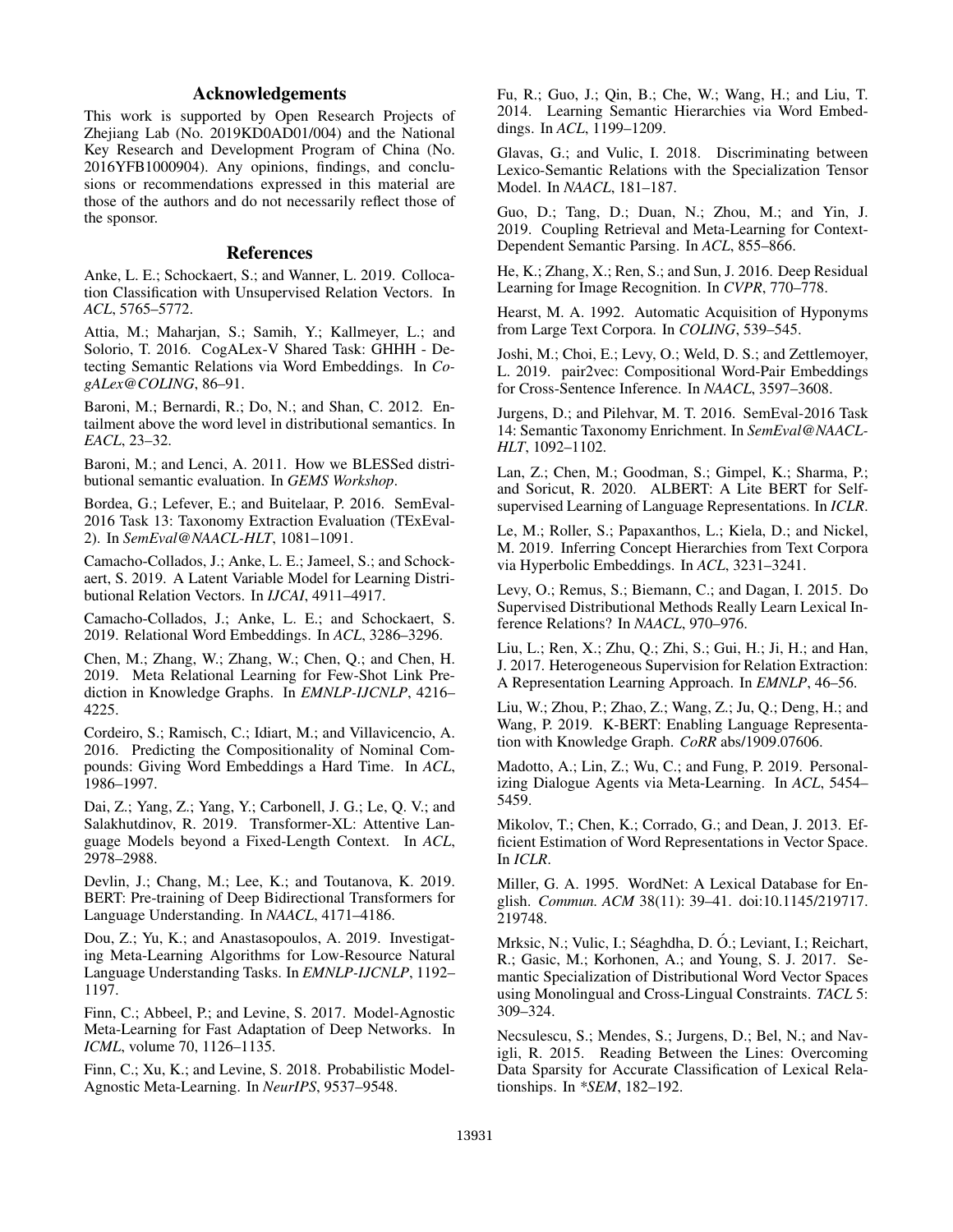## Acknowledgements

This work is supported by Open Research Projects of Zhejiang Lab (No. 2019KD0AD01/004) and the National Key Research and Development Program of China (No. 2016YFB1000904). Any opinions, findings, and conclusions or recommendations expressed in this material are those of the authors and do not necessarily reflect those of the sponsor.

## References

Anke, L. E.; Schockaert, S.; and Wanner, L. 2019. Collocation Classification with Unsupervised Relation Vectors. In *ACL*, 5765–5772.

Attia, M.; Maharjan, S.; Samih, Y.; Kallmeyer, L.; and Solorio, T. 2016. CogALex-V Shared Task: GHHH - Detecting Semantic Relations via Word Embeddings. In *CogALex@COLING*, 86–91.

Baroni, M.; Bernardi, R.; Do, N.; and Shan, C. 2012. Entailment above the word level in distributional semantics. In *EACL*, 23–32.

Baroni, M.; and Lenci, A. 2011. How we BLESSed distributional semantic evaluation. In *GEMS Workshop*.

Bordea, G.; Lefever, E.; and Buitelaar, P. 2016. SemEval-2016 Task 13: Taxonomy Extraction Evaluation (TExEval-2). In *SemEval@NAACL-HLT*, 1081–1091.

Camacho-Collados, J.; Anke, L. E.; Jameel, S.; and Schockaert, S. 2019. A Latent Variable Model for Learning Distributional Relation Vectors. In *IJCAI*, 4911–4917.

Camacho-Collados, J.; Anke, L. E.; and Schockaert, S. 2019. Relational Word Embeddings. In *ACL*, 3286–3296.

Chen, M.; Zhang, W.; Zhang, W.; Chen, Q.; and Chen, H. 2019. Meta Relational Learning for Few-Shot Link Prediction in Knowledge Graphs. In *EMNLP-IJCNLP*, 4216–4225.

Cordeiro, S.; Ramisch, C.; Idiart, M.; and Villavicencio, A. 2016. Predicting the Compositionality of Nominal Compounds: Giving Word Embeddings a Hard Time. In *ACL*, 1986–1997.

Dai, Z.; Yang, Z.; Yang, Y.; Carbonell, J. G.; Le, Q. V.; and Salakhutdinov, R. 2019. Transformer-XL: Attentive Language Models beyond a Fixed-Length Context. In *ACL*, 2978–2988.

Devlin, J.; Chang, M.; Lee, K.; and Toutanova, K. 2019. BERT: Pre-training of Deep Bidirectional Transformers for Language Understanding. In *NAACL*, 4171–4186.

Dou, Z.; Yu, K.; and Anastasopoulos, A. 2019. Investigating Meta-Learning Algorithms for Low-Resource Natural Language Understanding Tasks. In *EMNLP-IJCNLP*, 1192–1197.

Finn, C.; Abbeel, P.; and Levine, S. 2017. Model-Agnostic Meta-Learning for Fast Adaptation of Deep Networks. In *ICML*, volume 70, 1126–1135.

Finn, C.; Xu, K.; and Levine, S. 2018. Probabilistic Model-Agnostic Meta-Learning. In *NeurIPS*, 9537–9548.

Fu, R.; Guo, J.; Qin, B.; Che, W.; Wang, H.; and Liu, T. 2014. Learning Semantic Hierarchies via Word Embeddings. In *ACL*, 1199–1209.

Glavas, G.; and Vulic, I. 2018. Discriminating between Lexico-Semantic Relations with the Specialization Tensor Model. In *NAACL*, 181–187.

Guo, D.; Tang, D.; Duan, N.; Zhou, M.; and Yin, J. 2019. Coupling Retrieval and Meta-Learning for Context-Dependent Semantic Parsing. In *ACL*, 855–866.

He, K.; Zhang, X.; Ren, S.; and Sun, J. 2016. Deep Residual Learning for Image Recognition. In *CVPR*, 770–778.

Hearst, M. A. 1992. Automatic Acquisition of Hyponyms from Large Text Corpora. In *COLING*, 539–545.

Joshi, M.; Choi, E.; Levy, O.; Weld, D. S.; and Zettlemoyer, L. 2019. pair2vec: Compositional Word-Pair Embeddings for Cross-Sentence Inference. In *NAACL*, 3597–3608.

Jurgens, D.; and Pilehvar, M. T. 2016. SemEval-2016 Task 14: Semantic Taxonomy Enrichment. In *SemEval@NAACL-HLT*, 1092–1102.

Lan, Z.; Chen, M.; Goodman, S.; Gimpel, K.; Sharma, P.; and Soricut, R. 2020. ALBERT: A Lite BERT for Self-supervised Learning of Language Representations. In *ICLR*.

Le, M.; Roller, S.; Papaxanthos, L.; Kiela, D.; and Nickel, M. 2019. Inferring Concept Hierarchies from Text Corpora via Hyperbolic Embeddings. In *ACL*, 3231–3241.

Levy, O.; Remus, S.; Biemann, C.; and Dagan, I. 2015. Do Supervised Distributional Methods Really Learn Lexical Inference Relations? In *NAACL*, 970–976.

Liu, L.; Ren, X.; Zhu, Q.; Zhi, S.; Gui, H.; Ji, H.; and Han, J. 2017. Heterogeneous Supervision for Relation Extraction: A Representation Learning Approach. In *EMNLP*, 46–56.

Liu, W.; Zhou, P.; Zhao, Z.; Wang, Z.; Ju, Q.; Deng, H.; and Wang, P. 2019. K-BERT: Enabling Language Representation with Knowledge Graph. *CoRR* abs/1909.07606.

Madotto, A.; Lin, Z.; Wu, C.; and Fung, P. 2019. Personalizing Dialogue Agents via Meta-Learning. In *ACL*, 5454–5459.

Mikolov, T.; Chen, K.; Corrado, G.; and Dean, J. 2013. Efficient Estimation of Word Representations in Vector Space. In *ICLR*.

Miller, G. A. 1995. WordNet: A Lexical Database for English. *Commun. ACM* 38(11): 39–41. doi:10.1145/219717.219748.

Mrksic, N.; Vulic, I.; Séaghdha, D. Ó.; Leviant, I.; Reichart, R.; Gasic, M.; Korhonen, A.; and Young, S. J. 2017. Semantic Specialization of Distributional Word Vector Spaces using Monolingual and Cross-Lingual Constraints. *TACL* 5: 309–324.

Necsulescu, S.; Mendes, S.; Jurgens, D.; Bel, N.; and Navigli, R. 2015. Reading Between the Lines: Overcoming Data Sparsity for Accurate Classification of Lexical Relationships. In *\*SEM*, 182–192.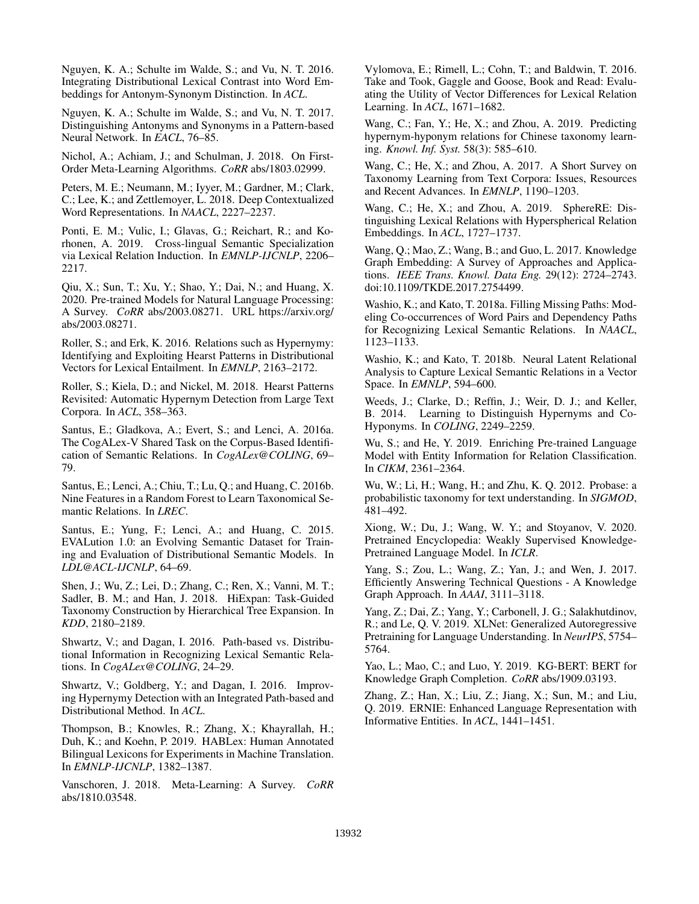Nguyen, K. A.; Schulte im Walde, S.; and Vu, N. T. 2016. Integrating Distributional Lexical Contrast into Word Embeddings for Antonym-Synonym Distinction. In *ACL*.

Nguyen, K. A.; Schulte im Walde, S.; and Vu, N. T. 2017. Distinguishing Antonyms and Synonyms in a Pattern-based Neural Network. In *EACL*, 76–85.

Nichol, A.; Achiam, J.; and Schulman, J. 2018. On First-Order Meta-Learning Algorithms. *CoRR* abs/1803.02999.

Peters, M. E.; Neumann, M.; Iyyer, M.; Gardner, M.; Clark, C.; Lee, K.; and Zettlemoyer, L. 2018. Deep Contextualized Word Representations. In *NAACL*, 2227–2237.

Ponti, E. M.; Vulic, I.; Glavas, G.; Reichart, R.; and Korhonen, A. 2019. Cross-lingual Semantic Specialization via Lexical Relation Induction. In *EMNLP-IJCNLP*, 2206–2217.

Qiu, X.; Sun, T.; Xu, Y.; Shao, Y.; Dai, N.; and Huang, X. 2020. Pre-trained Models for Natural Language Processing: A Survey. *CoRR* abs/2003.08271. URL https://arxiv.org/abs/2003.08271.

Roller, S.; and Erk, K. 2016. Relations such as Hypernymy: Identifying and Exploiting Hearst Patterns in Distributional Vectors for Lexical Entailment. In *EMNLP*, 2163–2172.

Roller, S.; Kiela, D.; and Nickel, M. 2018. Hearst Patterns Revisited: Automatic Hypernym Detection from Large Text Corpora. In *ACL*, 358–363.

Santus, E.; Gladkova, A.; Evert, S.; and Lenci, A. 2016a. The CogALex-V Shared Task on the Corpus-Based Identification of Semantic Relations. In *CogALex@COLING*, 69–79.

Santus, E.; Lenci, A.; Chiu, T.; Lu, Q.; and Huang, C. 2016b. Nine Features in a Random Forest to Learn Taxonomical Semantic Relations. In *LREC*.

Santus, E.; Yung, F.; Lenci, A.; and Huang, C. 2015. EVALution 1.0: an Evolving Semantic Dataset for Training and Evaluation of Distributional Semantic Models. In *LDL@ACL-IJCNLP*, 64–69.

Shen, J.; Wu, Z.; Lei, D.; Zhang, C.; Ren, X.; Vanni, M. T.; Sadler, B. M.; and Han, J. 2018. HiExpan: Task-Guided Taxonomy Construction by Hierarchical Tree Expansion. In *KDD*, 2180–2189.

Shwartz, V.; and Dagan, I. 2016. Path-based vs. Distributional Information in Recognizing Lexical Semantic Relations. In *CogALex@COLING*, 24–29.

Shwartz, V.; Goldberg, Y.; and Dagan, I. 2016. Improving Hypernymy Detection with an Integrated Path-based and Distributional Method. In *ACL*.

Thompson, B.; Knowles, R.; Zhang, X.; Khayrallah, H.; Duh, K.; and Koehn, P. 2019. HABLex: Human Annotated Bilingual Lexicons for Experiments in Machine Translation. In *EMNLP-IJCNLP*, 1382–1387.

Vanschoren, J. 2018. Meta-Learning: A Survey. *CoRR* abs/1810.03548.

Vylomova, E.; Rimell, L.; Cohn, T.; and Baldwin, T. 2016. Take and Took, Gaggle and Goose, Book and Read: Evaluating the Utility of Vector Differences for Lexical Relation Learning. In *ACL*, 1671–1682.

Wang, C.; Fan, Y.; He, X.; and Zhou, A. 2019. Predicting hypernym-hyponym relations for Chinese taxonomy learning. *Knowl. Inf. Syst.* 58(3): 585–610.

Wang, C.; He, X.; and Zhou, A. 2017. A Short Survey on Taxonomy Learning from Text Corpora: Issues, Resources and Recent Advances. In *EMNLP*, 1190–1203.

Wang, C.; He, X.; and Zhou, A. 2019. SphereRE: Distinguishing Lexical Relations with Hyperspherical Relation Embeddings. In *ACL*, 1727–1737.

Wang, Q.; Mao, Z.; Wang, B.; and Guo, L. 2017. Knowledge Graph Embedding: A Survey of Approaches and Applications. *IEEE Trans. Knowl. Data Eng.* 29(12): 2724–2743. doi:10.1109/TKDE.2017.2754499.

Washio, K.; and Kato, T. 2018a. Filling Missing Paths: Modeling Co-occurrences of Word Pairs and Dependency Paths for Recognizing Lexical Semantic Relations. In *NAACL*, 1123–1133.

Washio, K.; and Kato, T. 2018b. Neural Latent Relational Analysis to Capture Lexical Semantic Relations in a Vector Space. In *EMNLP*, 594–600.

Weeds, J.; Clarke, D.; Reffin, J.; Weir, D. J.; and Keller, B. 2014. Learning to Distinguish Hypernyms and Co-Hyponyms. In *COLING*, 2249–2259.

Wu, S.; and He, Y. 2019. Enriching Pre-trained Language Model with Entity Information for Relation Classification. In *CIKM*, 2361–2364.

Wu, W.; Li, H.; Wang, H.; and Zhu, K. Q. 2012. Probase: a probabilistic taxonomy for text understanding. In *SIGMOD*, 481–492.

Xiong, W.; Du, J.; Wang, W. Y.; and Stoyanov, V. 2020. Pretrained Encyclopedia: Weakly Supervised Knowledge-Pretrained Language Model. In *ICLR*.

Yang, S.; Zou, L.; Wang, Z.; Yan, J.; and Wen, J. 2017. Efficiently Answering Technical Questions - A Knowledge Graph Approach. In *AAAI*, 3111–3118.

Yang, Z.; Dai, Z.; Yang, Y.; Carbonell, J. G.; Salakhutdinov, R.; and Le, Q. V. 2019. XLNet: Generalized Autoregressive Pretraining for Language Understanding. In *NeurIPS*, 5754–5764.

Yao, L.; Mao, C.; and Luo, Y. 2019. KG-BERT: BERT for Knowledge Graph Completion. *CoRR* abs/1909.03193.

Zhang, Z.; Han, X.; Liu, Z.; Jiang, X.; Sun, M.; and Liu, Q. 2019. ERNIE: Enhanced Language Representation with Informative Entities. In *ACL*, 1441–1451.